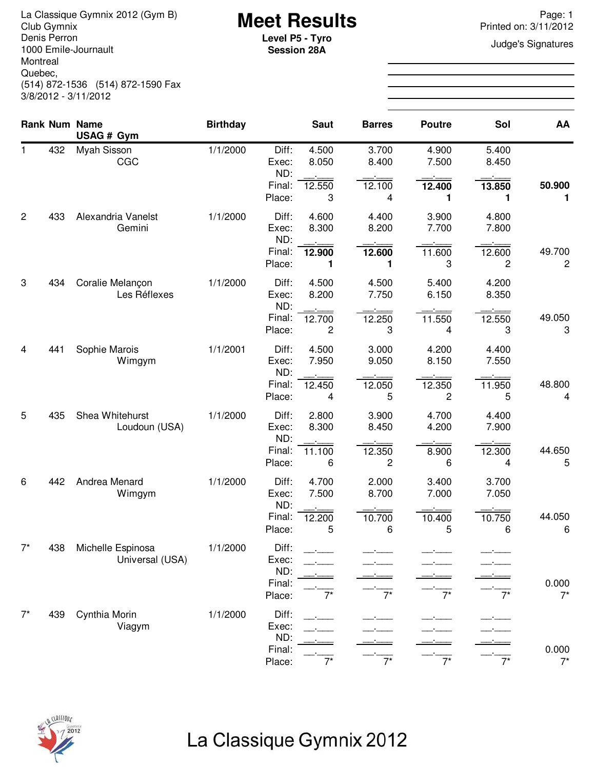La Classique Gymnix 2012 (Gym B)
Club Gymnix
Denis Perron
1000 Emile-Journault
Montreal
Quebec,
(514) 872-1536 (514) 872-1590 Fax
3/8/2012 - 3/11/2012

# Meet Results

**Level P5 - Tyro**
**Session 28A**

Printed on: 3/11/2012

Judge's Signatures

| Rank | Num | Name / USAG # Gym | Birthday | | Saut | Barres | Poutre | Sol | AA |
|---|---|---|---|---|---|---|---|---|---|
| 1 | 432 | Myah Sisson | 1/1/2000 | Diff: | 4.500 | 3.700 | 4.900 | 5.400 | |
| | | CGC | | Exec: | 8.050 | 8.400 | 7.500 | 8.450 | |
| | | | | ND: | __.___ | __.___ | __.___ | __.___ | |
| | | | | Final: | 12.550 | 12.100 | **12.400** | **13.850** | **50.900** |
| | | | | Place: | 3 | 4 | **1** | **1** | **1** |
| 2 | 433 | Alexandria Vanelst | 1/1/2000 | Diff: | 4.600 | 4.400 | 3.900 | 4.800 | |
| | | Gemini | | Exec: | 8.300 | 8.200 | 7.700 | 7.800 | |
| | | | | ND: | __.___ | __.___ | __.___ | __.___ | |
| | | | | Final: | **12.900** | **12.600** | 11.600 | 12.600 | 49.700 |
| | | | | Place: | **1** | **1** | 3 | 2 | 2 |
| 3 | 434 | Coralie Melançon | 1/1/2000 | Diff: | 4.500 | 4.500 | 5.400 | 4.200 | |
| | | Les Réflexes | | Exec: | 8.200 | 7.750 | 6.150 | 8.350 | |
| | | | | ND: | __.___ | __.___ | __.___ | __.___ | |
| | | | | Final: | 12.700 | 12.250 | 11.550 | 12.550 | 49.050 |
| | | | | Place: | 2 | 3 | 4 | 3 | 3 |
| 4 | 441 | Sophie Marois | 1/1/2001 | Diff: | 4.500 | 3.000 | 4.200 | 4.400 | |
| | | Wimgym | | Exec: | 7.950 | 9.050 | 8.150 | 7.550 | |
| | | | | ND: | __.___ | __.___ | __.___ | __.___ | |
| | | | | Final: | 12.450 | 12.050 | 12.350 | 11.950 | 48.800 |
| | | | | Place: | 4 | 5 | 2 | 5 | 4 |
| 5 | 435 | Shea Whitehurst | 1/1/2000 | Diff: | 2.800 | 3.900 | 4.700 | 4.400 | |
| | | Loudoun (USA) | | Exec: | 8.300 | 8.450 | 4.200 | 7.900 | |
| | | | | ND: | __.___ | __.___ | __.___ | __.___ | |
| | | | | Final: | 11.100 | 12.350 | 8.900 | 12.300 | 44.650 |
| | | | | Place: | 6 | 2 | 6 | 4 | 5 |
| 6 | 442 | Andrea Menard | 1/1/2000 | Diff: | 4.700 | 2.000 | 3.400 | 3.700 | |
| | | Wimgym | | Exec: | 7.500 | 8.700 | 7.000 | 7.050 | |
| | | | | ND: | __.___ | __.___ | __.___ | __.___ | |
| | | | | Final: | 12.200 | 10.700 | 10.400 | 10.750 | 44.050 |
| | | | | Place: | 5 | 6 | 5 | 6 | 6 |
| 7* | 438 | Michelle Espinosa | 1/1/2000 | Diff: | __.___ | __.___ | __.___ | __.___ | |
| | | Universal (USA) | | Exec: | __.___ | __.___ | __.___ | __.___ | |
| | | | | ND: | __.___ | __.___ | __.___ | __.___ | |
| | | | | Final: | __.___ | __.___ | __.___ | __.___ | 0.000 |
| | | | | Place: | 7* | 7* | 7* | 7* | 7* |
| 7* | 439 | Cynthia Morin | 1/1/2000 | Diff: | __.___ | __.___ | __.___ | __.___ | |
| | | Viagym | | Exec: | __.___ | __.___ | __.___ | __.___ | |
| | | | | ND: | __.___ | __.___ | __.___ | __.___ | |
| | | | | Final: | __.___ | __.___ | __.___ | __.___ | 0.000 |
| | | | | Place: | 7* | 7* | 7* | 7* | 7* |

La Classique Gymnix 2012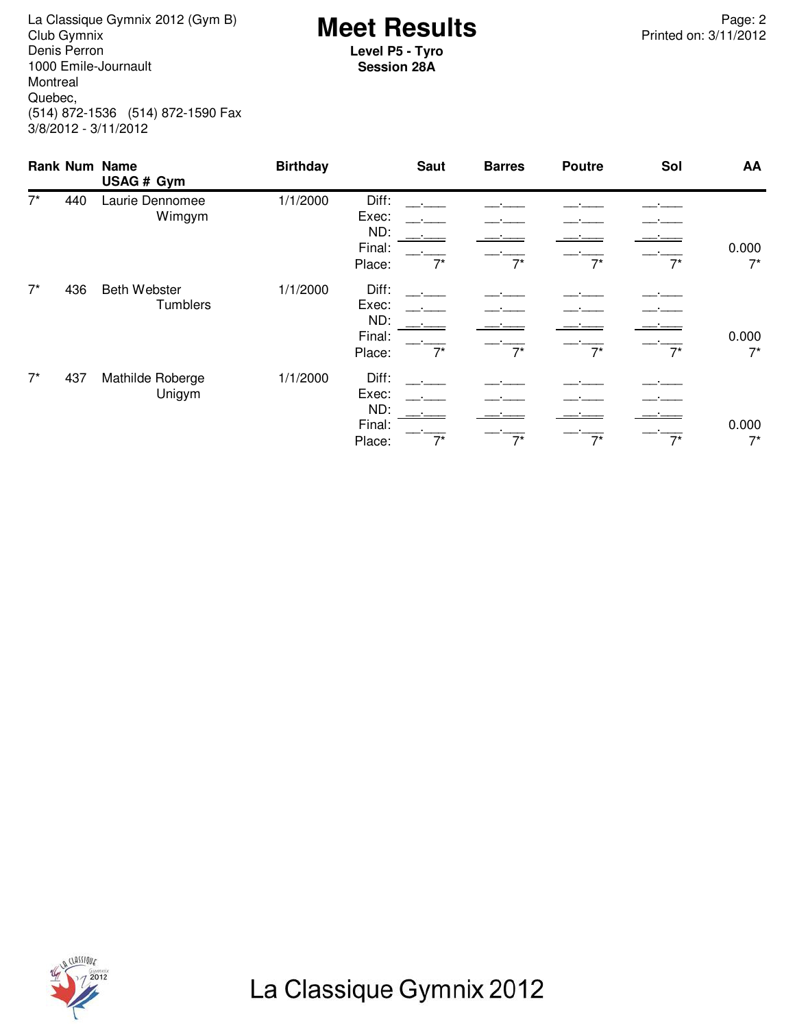La Classique Gymnix 2012 (Gym B)
Club Gymnix
Denis Perron
1000 Emile-Journault
Montreal
Quebec,
(514) 872-1536 (514) 872-1590 Fax
3/8/2012 - 3/11/2012

# Meet Results

**Level P5 - Tyro**
**Session 28A**

Printed on: 3/11/2012

| Rank | Num | Name / USAG # Gym | Birthday | | Saut | Barres | Poutre | Sol | AA |
|---|---|---|---|---|---|---|---|---|---|
| 7* | 440 | Laurie Dennomee | 1/1/2000 | Diff: | __.___ | __.___ | __.___ | __.___ | |
| | | Wimgym | | Exec: | __.___ | __.___ | __.___ | __.___ | |
| | | | | ND: | __.___ | __.___ | __.___ | __.___ | |
| | | | | Final: | __.___ | __.___ | __.___ | __.___ | 0.000 |
| | | | | Place: | 7* | 7* | 7* | 7* | 7* |
| 7* | 436 | Beth Webster | 1/1/2000 | Diff: | __.___ | __.___ | __.___ | __.___ | |
| | | Tumblers | | Exec: | __.___ | __.___ | __.___ | __.___ | |
| | | | | ND: | __.___ | __.___ | __.___ | __.___ | |
| | | | | Final: | __.___ | __.___ | __.___ | __.___ | 0.000 |
| | | | | Place: | 7* | 7* | 7* | 7* | 7* |
| 7* | 437 | Mathilde Roberge | 1/1/2000 | Diff: | __.___ | __.___ | __.___ | __.___ | |
| | | Unigym | | Exec: | __.___ | __.___ | __.___ | __.___ | |
| | | | | ND: | __.___ | __.___ | __.___ | __.___ | |
| | | | | Final: | __.___ | __.___ | __.___ | __.___ | 0.000 |
| | | | | Place: | 7* | 7* | 7* | 7* | 7* |

La Classique Gymnix 2012